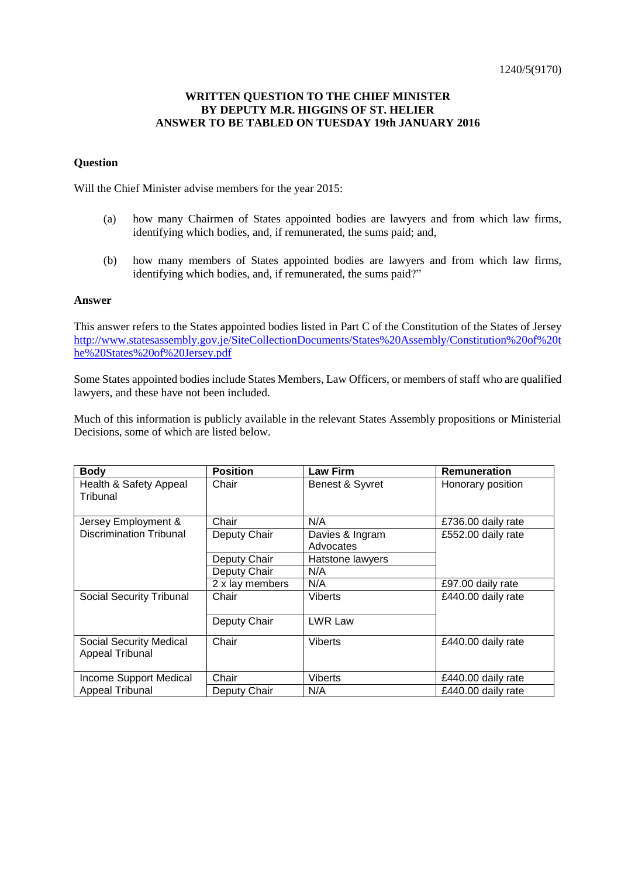1240/5(9170)

**WRITTEN QUESTION TO THE CHIEF MINISTER**
**BY DEPUTY M.R. HIGGINS OF ST. HELIER**
**ANSWER TO BE TABLED ON TUESDAY 19th JANUARY 2016**

## Question

Will the Chief Minister advise members for the year 2015:

(a) how many Chairmen of States appointed bodies are lawyers and from which law firms, identifying which bodies, and, if remunerated, the sums paid; and,

(b) how many members of States appointed bodies are lawyers and from which law firms, identifying which bodies, and, if remunerated, the sums paid?"

## Answer

This answer refers to the States appointed bodies listed in Part C of the Constitution of the States of Jersey http://www.statesassembly.gov.je/SiteCollectionDocuments/States%20Assembly/Constitution%20of%20the%20States%20of%20Jersey.pdf

Some States appointed bodies include States Members, Law Officers, or members of staff who are qualified lawyers, and these have not been included.

Much of this information is publicly available in the relevant States Assembly propositions or Ministerial Decisions, some of which are listed below.

| Body | Position | Law Firm | Remuneration |
|---|---|---|---|
| Health & Safety Appeal Tribunal | Chair | Benest & Syvret | Honorary position |
| Jersey Employment & Discrimination Tribunal | Chair | N/A | £736.00 daily rate |
| | Deputy Chair | Davies & Ingram Advocates | £552.00 daily rate |
| | Deputy Chair | Hatstone lawyers | |
| | Deputy Chair | N/A | |
| | 2 x lay members | N/A | £97.00 daily rate |
| Social Security Tribunal | Chair | Viberts | £440.00 daily rate |
| | Deputy Chair | LWR Law | |
| Social Security Medical Appeal Tribunal | Chair | Viberts | £440.00 daily rate |
| Income Support Medical Appeal Tribunal | Chair | Viberts | £440.00 daily rate |
| | Deputy Chair | N/A | £440.00 daily rate |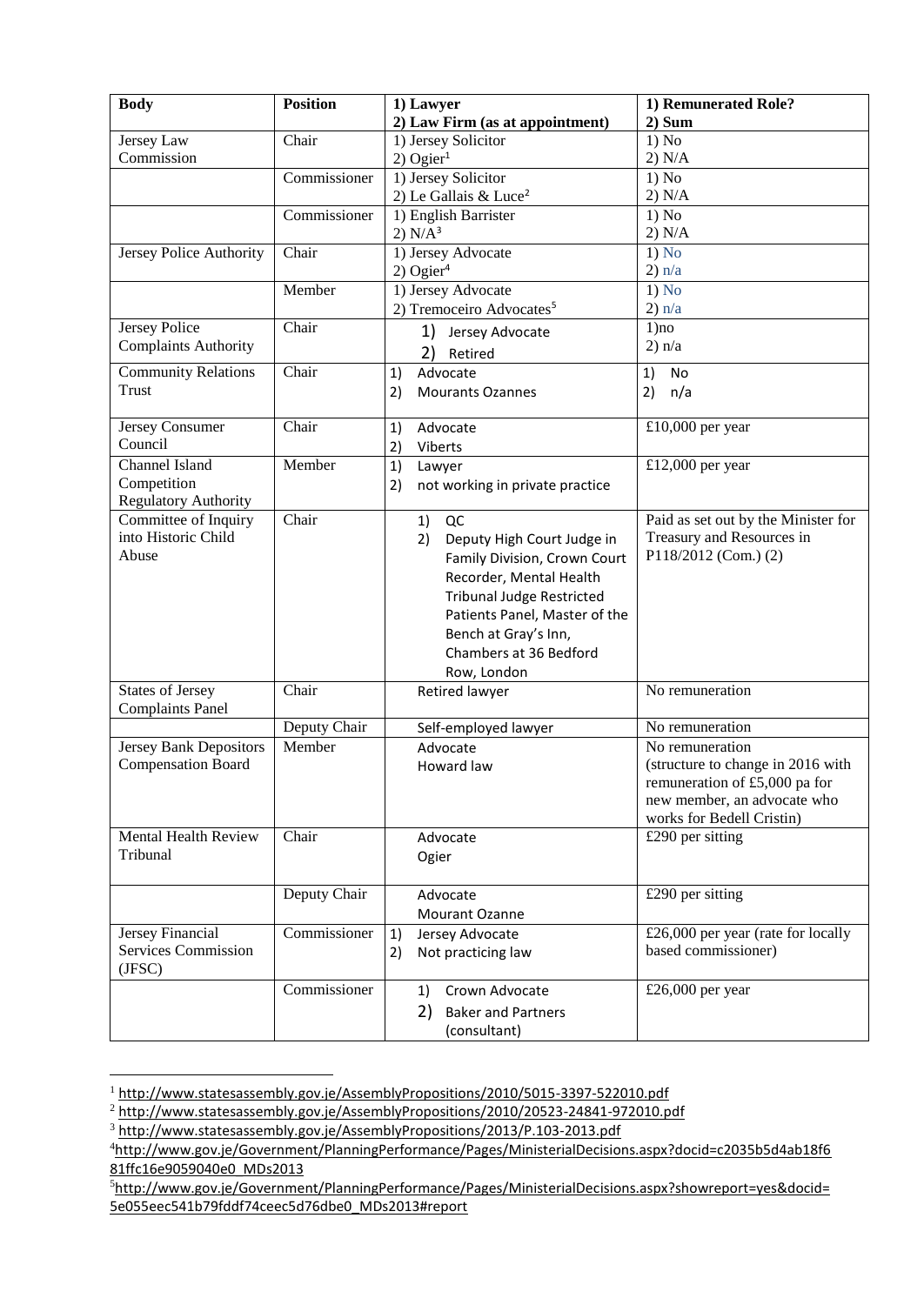| Body | Position | 1) Lawyer<br>2) Law Firm (as at appointment) | 1) Remunerated Role?<br>2) Sum |
|---|---|---|---|
| Jersey Law Commission | Chair | 1) Jersey Solicitor<br>2) Ogier[1] | 1) No<br>2) N/A |
| | Commissioner | 1) Jersey Solicitor<br>2) Le Gallais & Luce[2] | 1) No<br>2) N/A |
| | Commissioner | 1) English Barrister<br>2) N/A[3] | 1) No<br>2) N/A |
| Jersey Police Authority | Chair | 1) Jersey Advocate<br>2) Ogier[4] | 1) No<br>2) n/a |
| | Member | 1) Jersey Advocate<br>2) Tremoceiro Advocates[5] | 1) No<br>2) n/a |
| Jersey Police Complaints Authority | Chair | 1) Jersey Advocate<br>2) Retired | 1)no<br>2) n/a |
| Community Relations Trust | Chair | 1) Advocate<br>2) Mourants Ozannes | 1) No<br>2) n/a |
| Jersey Consumer Council | Chair | 1) Advocate<br>2) Viberts | £10,000 per year |
| Channel Island Competition Regulatory Authority | Member | 1) Lawyer<br>2) not working in private practice | £12,000 per year |
| Committee of Inquiry into Historic Child Abuse | Chair | 1) QC<br>2) Deputy High Court Judge in Family Division, Crown Court Recorder, Mental Health Tribunal Judge Restricted Patients Panel, Master of the Bench at Gray's Inn, Chambers at 36 Bedford Row, London | Paid as set out by the Minister for Treasury and Resources in P118/2012 (Com.) (2) |
| States of Jersey Complaints Panel | Chair | Retired lawyer | No remuneration |
| | Deputy Chair | Self-employed lawyer | No remuneration |
| Jersey Bank Depositors Compensation Board | Member | Advocate<br>Howard law | No remuneration<br>(structure to change in 2016 with remuneration of £5,000 pa for new member, an advocate who works for Bedell Cristin) |
| Mental Health Review Tribunal | Chair | Advocate<br>Ogier | £290 per sitting |
| | Deputy Chair | Advocate<br>Mourant Ozanne | £290 per sitting |
| Jersey Financial Services Commission (JFSC) | Commissioner | 1) Jersey Advocate<br>2) Not practicing law | £26,000 per year (rate for locally based commissioner) |
| | Commissioner | 1) Crown Advocate<br>2) Baker and Partners (consultant) | £26,000 per year |

[1] http://www.statesassembly.gov.je/AssemblyPropositions/2010/5015-3397-522010.pdf

[2] http://www.statesassembly.gov.je/AssemblyPropositions/2010/20523-24841-972010.pdf

[3] http://www.statesassembly.gov.je/AssemblyPropositions/2013/P.103-2013.pdf

[4] http://www.gov.je/Government/PlanningPerformance/Pages/MinisterialDecisions.aspx?docid=c2035b5d4ab18f681ffc16e9059040e0_MDs2013

[5] http://www.gov.je/Government/PlanningPerformance/Pages/MinisterialDecisions.aspx?showreport=yes&docid=5e055eec541b79fddf74ceec5d76dbe0_MDs2013#report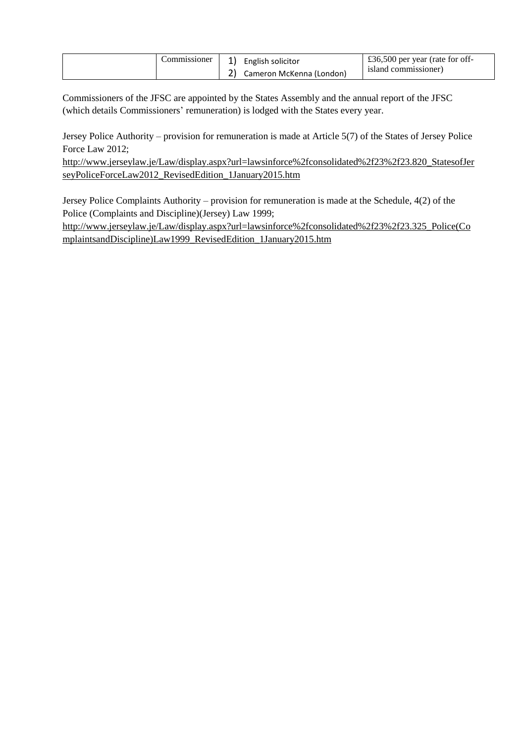| | | | |
|---|---|---|---|
| | Commissioner | 1) English solicitor<br>2) Cameron McKenna (London) | £36,500 per year (rate for off-island commissioner) |

Commissioners of the JFSC are appointed by the States Assembly and the annual report of the JFSC (which details Commissioners' remuneration) is lodged with the States every year.

Jersey Police Authority – provision for remuneration is made at Article 5(7) of the States of Jersey Police Force Law 2012; http://www.jerseylaw.je/Law/display.aspx?url=lawsinforce%2fconsolidated%2f23%2f23.820_StatesofJerseyPoliceForceLaw2012_RevisedEdition_1January2015.htm

Jersey Police Complaints Authority – provision for remuneration is made at the Schedule, 4(2) of the Police (Complaints and Discipline)(Jersey) Law 1999; http://www.jerseylaw.je/Law/display.aspx?url=lawsinforce%2fconsolidated%2f23%2f23.325_Police(ComplaintsandDiscipline)Law1999_RevisedEdition_1January2015.htm